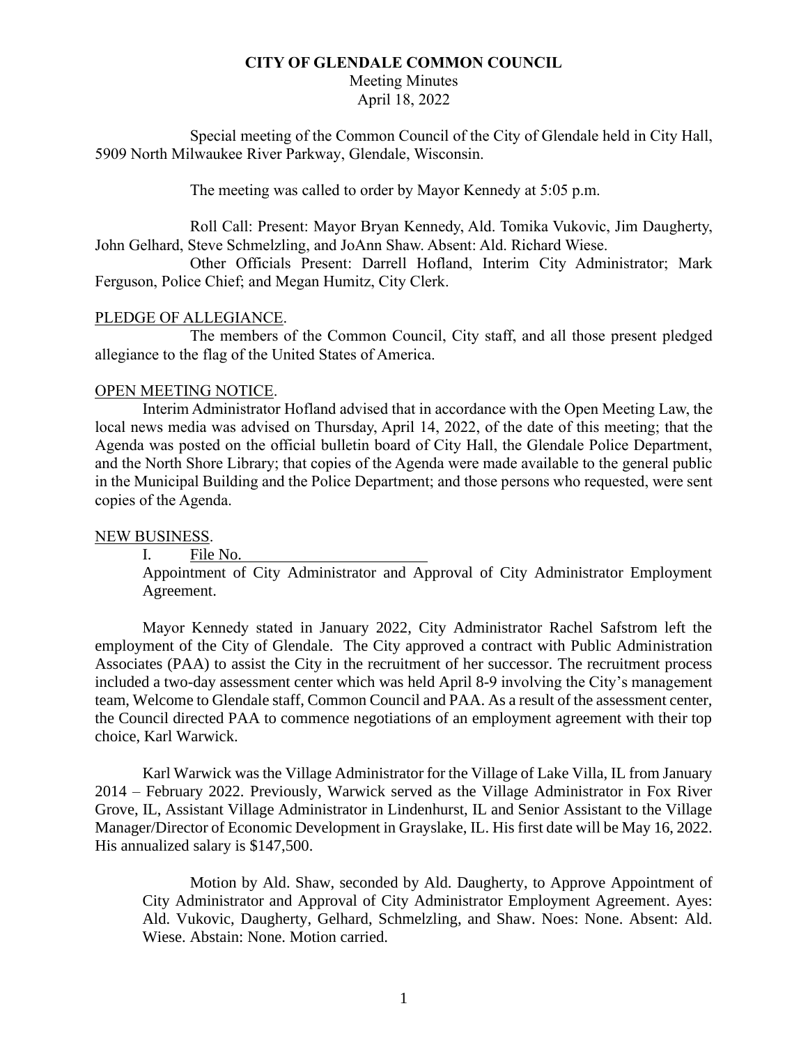**CITY OF GLENDALE COMMON COUNCIL**

Meeting Minutes

April 18, 2022

Special meeting of the Common Council of the City of Glendale held in City Hall, 5909 North Milwaukee River Parkway, Glendale, Wisconsin.

The meeting was called to order by Mayor Kennedy at 5:05 p.m.

Roll Call: Present: Mayor Bryan Kennedy, Ald. Tomika Vukovic, Jim Daugherty, John Gelhard, Steve Schmelzling, and JoAnn Shaw. Absent: Ald. Richard Wiese.

Other Officials Present: Darrell Hofland, Interim City Administrator; Mark Ferguson, Police Chief; and Megan Humitz, City Clerk.

PLEDGE OF ALLEGIANCE.

The members of the Common Council, City staff, and all those present pledged allegiance to the flag of the United States of America.

OPEN MEETING NOTICE.

Interim Administrator Hofland advised that in accordance with the Open Meeting Law, the local news media was advised on Thursday, April 14, 2022, of the date of this meeting; that the Agenda was posted on the official bulletin board of City Hall, the Glendale Police Department, and the North Shore Library; that copies of the Agenda were made available to the general public in the Municipal Building and the Police Department; and those persons who requested, were sent copies of the Agenda.

NEW BUSINESS.

I. File No. \_\_\_\_\_\_\_\_\_\_\_\_\_\_\_\_\_\_\_\_\_\_\_\_

Appointment of City Administrator and Approval of City Administrator Employment Agreement.

Mayor Kennedy stated in January 2022, City Administrator Rachel Safstrom left the employment of the City of Glendale. The City approved a contract with Public Administration Associates (PAA) to assist the City in the recruitment of her successor. The recruitment process included a two-day assessment center which was held April 8-9 involving the City's management team, Welcome to Glendale staff, Common Council and PAA. As a result of the assessment center, the Council directed PAA to commence negotiations of an employment agreement with their top choice, Karl Warwick.

Karl Warwick was the Village Administrator for the Village of Lake Villa, IL from January 2014 – February 2022. Previously, Warwick served as the Village Administrator in Fox River Grove, IL, Assistant Village Administrator in Lindenhurst, IL and Senior Assistant to the Village Manager/Director of Economic Development in Grayslake, IL. His first date will be May 16, 2022. His annualized salary is $147,500.

Motion by Ald. Shaw, seconded by Ald. Daugherty, to Approve Appointment of City Administrator and Approval of City Administrator Employment Agreement. Ayes: Ald. Vukovic, Daugherty, Gelhard, Schmelzling, and Shaw. Noes: None. Absent: Ald. Wiese. Abstain: None. Motion carried.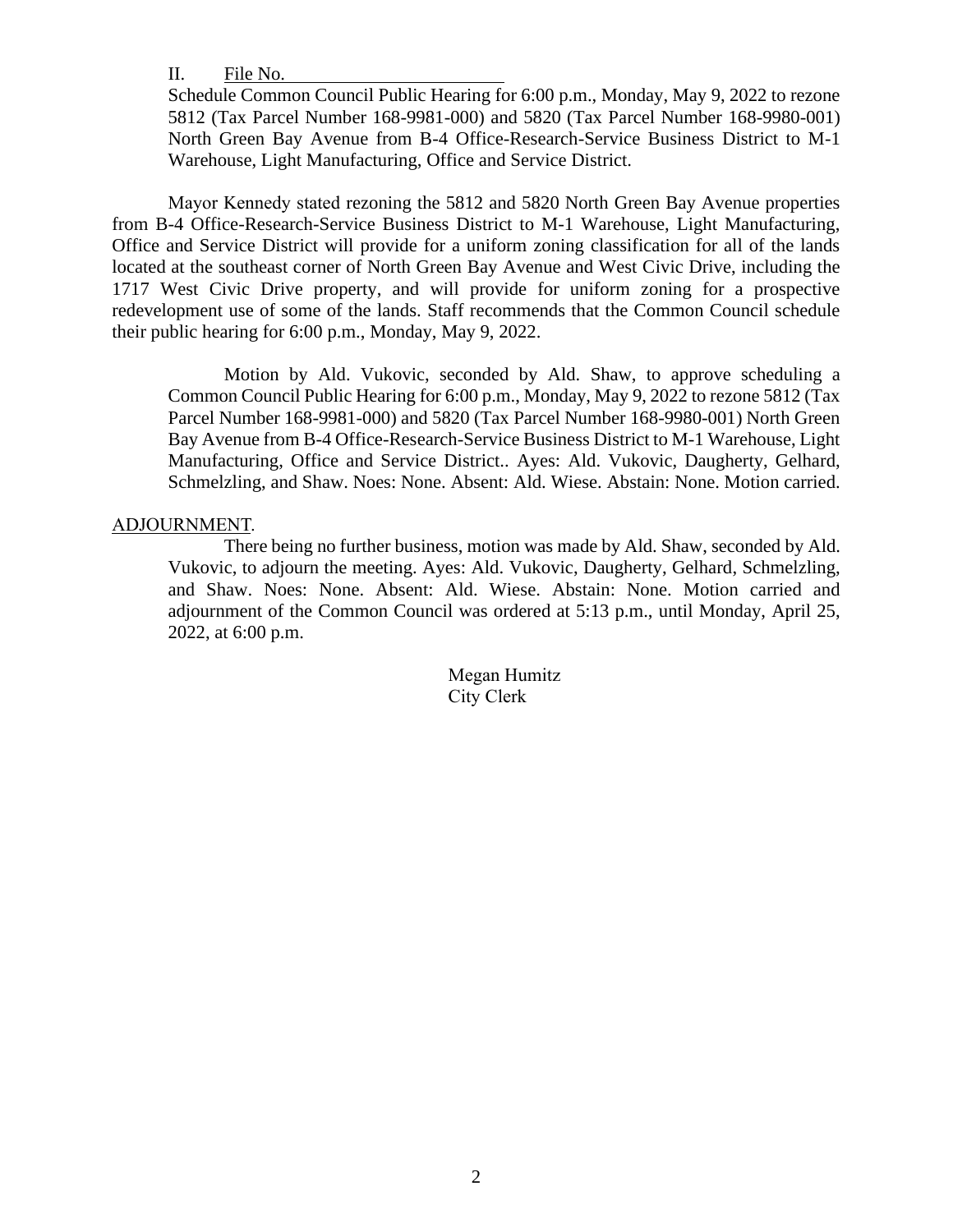II. <u>File No. &nbsp;&nbsp;&nbsp;&nbsp;&nbsp;&nbsp;&nbsp;&nbsp;&nbsp;&nbsp;&nbsp;&nbsp;&nbsp;&nbsp;&nbsp;&nbsp;&nbsp;&nbsp;&nbsp;&nbsp;</u>

Schedule Common Council Public Hearing for 6:00 p.m., Monday, May 9, 2022 to rezone 5812 (Tax Parcel Number 168-9981-000) and 5820 (Tax Parcel Number 168-9980-001) North Green Bay Avenue from B-4 Office-Research-Service Business District to M-1 Warehouse, Light Manufacturing, Office and Service District.

Mayor Kennedy stated rezoning the 5812 and 5820 North Green Bay Avenue properties from B-4 Office-Research-Service Business District to M-1 Warehouse, Light Manufacturing, Office and Service District will provide for a uniform zoning classification for all of the lands located at the southeast corner of North Green Bay Avenue and West Civic Drive, including the 1717 West Civic Drive property, and will provide for uniform zoning for a prospective redevelopment use of some of the lands. Staff recommends that the Common Council schedule their public hearing for 6:00 p.m., Monday, May 9, 2022.

Motion by Ald. Vukovic, seconded by Ald. Shaw, to approve scheduling a Common Council Public Hearing for 6:00 p.m., Monday, May 9, 2022 to rezone 5812 (Tax Parcel Number 168-9981-000) and 5820 (Tax Parcel Number 168-9980-001) North Green Bay Avenue from B-4 Office-Research-Service Business District to M-1 Warehouse, Light Manufacturing, Office and Service District.. Ayes: Ald. Vukovic, Daugherty, Gelhard, Schmelzling, and Shaw. Noes: None. Absent: Ald. Wiese. Abstain: None. Motion carried.

<u>ADJOURNMENT</u>.

There being no further business, motion was made by Ald. Shaw, seconded by Ald. Vukovic, to adjourn the meeting. Ayes: Ald. Vukovic, Daugherty, Gelhard, Schmelzling, and Shaw. Noes: None. Absent: Ald. Wiese. Abstain: None. Motion carried and adjournment of the Common Council was ordered at 5:13 p.m., until Monday, April 25, 2022, at 6:00 p.m.

Megan Humitz
City Clerk